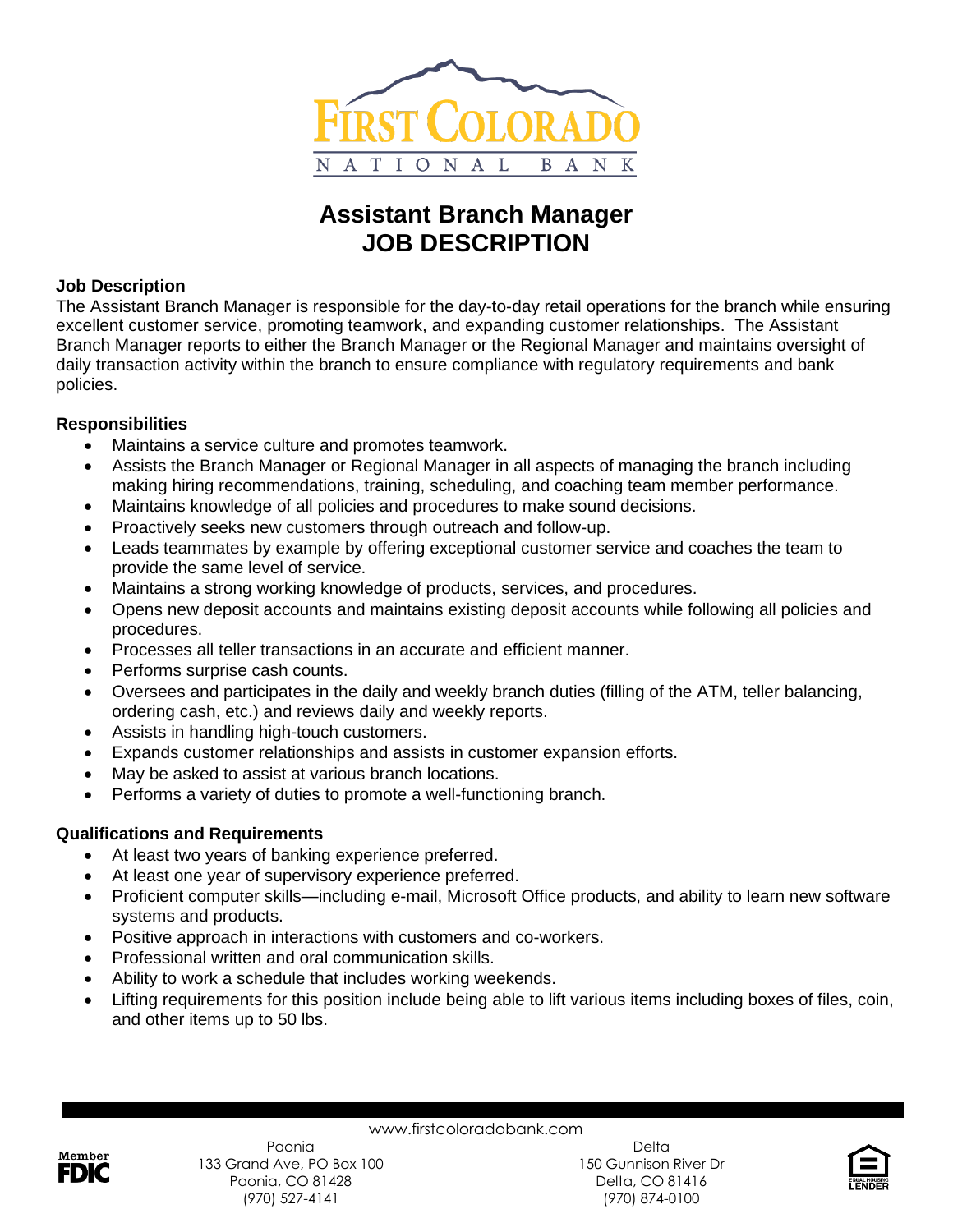# Assistant Branch Manager
# JOB DESCRIPTION

**Job Description**

The Assistant Branch Manager is responsible for the day-to-day retail operations for the branch while ensuring excellent customer service, promoting teamwork, and expanding customer relationships. The Assistant Branch Manager reports to either the Branch Manager or the Regional Manager and maintains oversight of daily transaction activity within the branch to ensure compliance with regulatory requirements and bank policies.

**Responsibilities**

- Maintains a service culture and promotes teamwork.
- Assists the Branch Manager or Regional Manager in all aspects of managing the branch including making hiring recommendations, training, scheduling, and coaching team member performance.
- Maintains knowledge of all policies and procedures to make sound decisions.
- Proactively seeks new customers through outreach and follow-up.
- Leads teammates by example by offering exceptional customer service and coaches the team to provide the same level of service.
- Maintains a strong working knowledge of products, services, and procedures.
- Opens new deposit accounts and maintains existing deposit accounts while following all policies and procedures.
- Processes all teller transactions in an accurate and efficient manner.
- Performs surprise cash counts.
- Oversees and participates in the daily and weekly branch duties (filling of the ATM, teller balancing, ordering cash, etc.) and reviews daily and weekly reports.
- Assists in handling high-touch customers.
- Expands customer relationships and assists in customer expansion efforts.
- May be asked to assist at various branch locations.
- Performs a variety of duties to promote a well-functioning branch.

**Qualifications and Requirements**

- At least two years of banking experience preferred.
- At least one year of supervisory experience preferred.
- Proficient computer skills—including e-mail, Microsoft Office products, and ability to learn new software systems and products.
- Positive approach in interactions with customers and co-workers.
- Professional written and oral communication skills.
- Ability to work a schedule that includes working weekends.
- Lifting requirements for this position include being able to lift various items including boxes of files, coin, and other items up to 50 lbs.

www.firstcoloradobank.com

Paonia
133 Grand Ave, PO Box 100
Paonia, CO 81428
(970) 527-4141

Delta
150 Gunnison River Dr
Delta, CO 81416
(970) 874-0100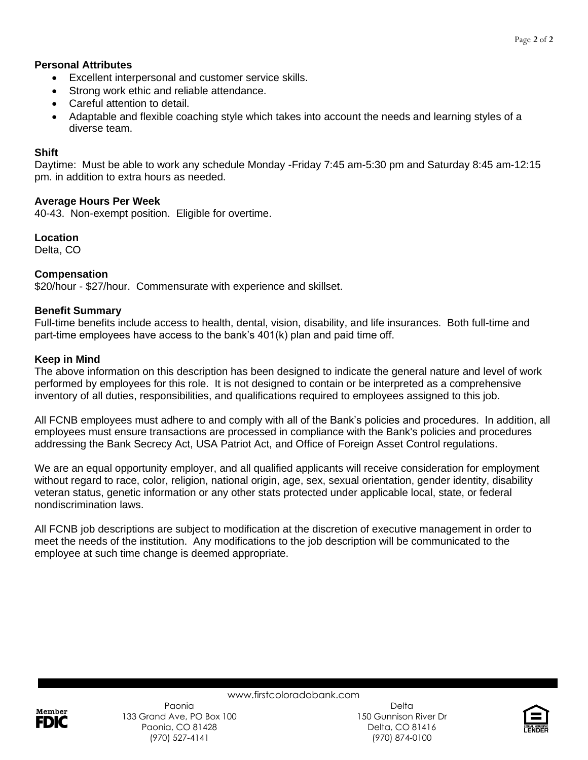**Personal Attributes**

- Excellent interpersonal and customer service skills.
- Strong work ethic and reliable attendance.
- Careful attention to detail.
- Adaptable and flexible coaching style which takes into account the needs and learning styles of a diverse team.

**Shift**

Daytime: Must be able to work any schedule Monday -Friday 7:45 am-5:30 pm and Saturday 8:45 am-12:15 pm. in addition to extra hours as needed.

**Average Hours Per Week**

40-43. Non-exempt position. Eligible for overtime.

**Location**

Delta, CO

**Compensation**

$20/hour - $27/hour. Commensurate with experience and skillset.

**Benefit Summary**

Full-time benefits include access to health, dental, vision, disability, and life insurances. Both full-time and part-time employees have access to the bank's 401(k) plan and paid time off.

**Keep in Mind**

The above information on this description has been designed to indicate the general nature and level of work performed by employees for this role. It is not designed to contain or be interpreted as a comprehensive inventory of all duties, responsibilities, and qualifications required to employees assigned to this job.

All FCNB employees must adhere to and comply with all of the Bank's policies and procedures. In addition, all employees must ensure transactions are processed in compliance with the Bank's policies and procedures addressing the Bank Secrecy Act, USA Patriot Act, and Office of Foreign Asset Control regulations.

We are an equal opportunity employer, and all qualified applicants will receive consideration for employment without regard to race, color, religion, national origin, age, sex, sexual orientation, gender identity, disability veteran status, genetic information or any other stats protected under applicable local, state, or federal nondiscrimination laws.

All FCNB job descriptions are subject to modification at the discretion of executive management in order to meet the needs of the institution. Any modifications to the job description will be communicated to the employee at such time change is deemed appropriate.

www.firstcoloradobank.com

Member FDIC

Paonia
133 Grand Ave, PO Box 100
Paonia, CO 81428
(970) 527-4141

Delta
150 Gunnison River Dr
Delta, CO 81416
(970) 874-0100

EQUAL HOUSING LENDER